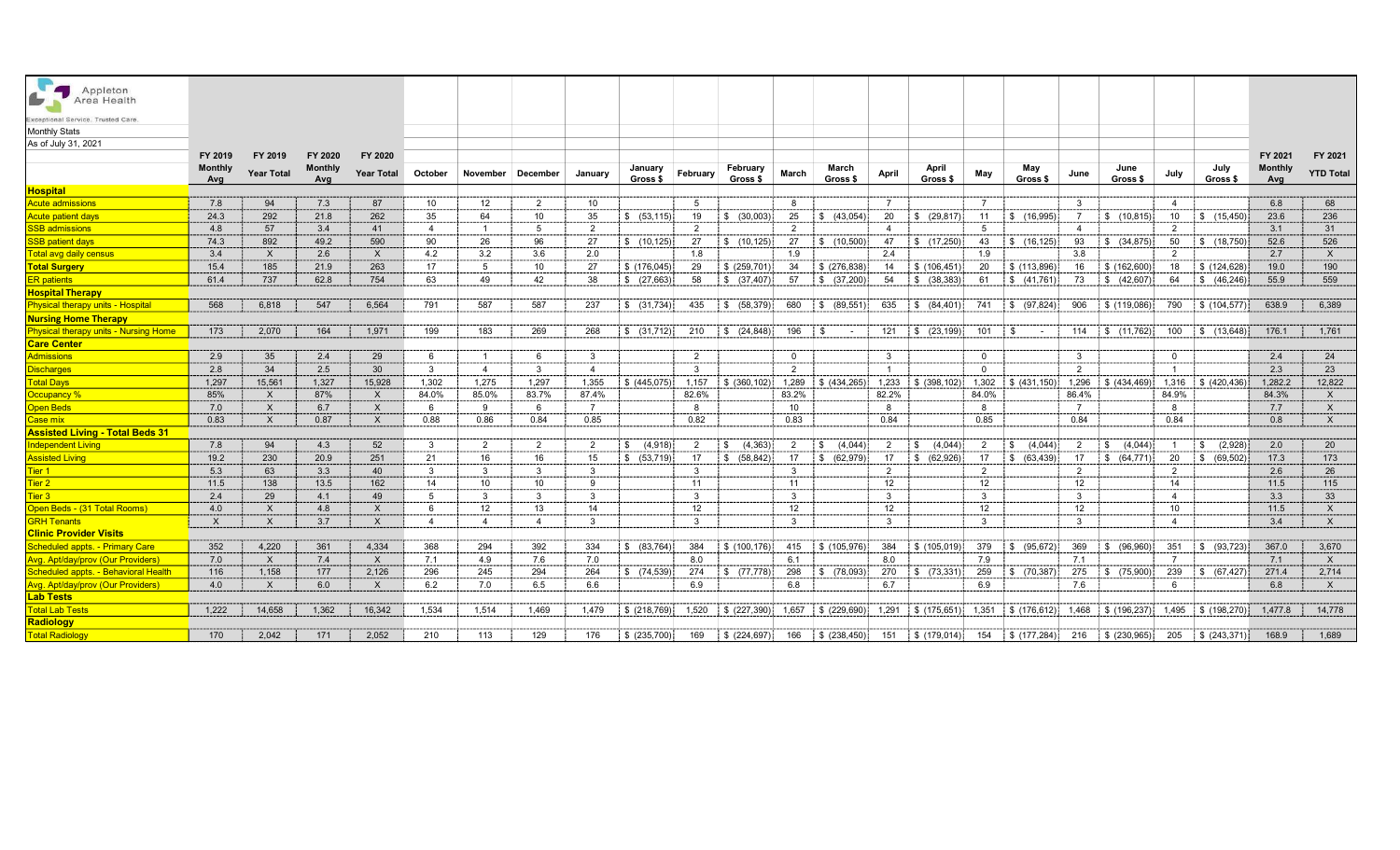Appleton Area Health

Exceptional Service. Trusted Care.

Monthly Stats

As of July 31, 2021

| | FY 2019 Monthly Avg | FY 2019 Year Total | FY 2020 Monthly Avg | FY 2020 Year Total | October | November | December | January | January Gross $ | February | February Gross $ | March | March Gross $ | April | April Gross $ | May | May Gross $ | June | June Gross $ | July | July Gross $ | FY 2021 Monthly Avg | FY 2021 YTD Total |
|---|---|---|---|---|---|---|---|---|---|---|---|---|---|---|---|---|---|---|---|---|---|---|---|
| **Hospital** | | | | | | | | | | | | | | | | | | | | | | | |
| Acute admissions | 7.8 | 94 | 7.3 | 87 | 10 | 12 | 2 | 10 | | 5 | | 8 | | 7 | | 7 | | 3 | | 4 | | 6.8 | 68 |
| Acute patient days | 24.3 | 292 | 21.8 | 262 | 35 | 64 | 10 | 35 | $ (53,115) | 19 | $ (30,003) | 25 | $ (43,054) | 20 | $ (29,817) | 11 | $ (16,995) | 7 | $ (10,815) | 10 | $ (15,450) | 23.6 | 236 |
| SSB admissions | 4.8 | 57 | 3.4 | 41 | 4 | 1 | 5 | 2 | | 2 | | 2 | | 4 | | 5 | | 4 | | 2 | | 3.1 | 31 |
| SSB patient days | 74.3 | 892 | 49.2 | 590 | 90 | 26 | 96 | 27 | $ (10,125) | 27 | $ (10,125) | 27 | $ (10,500) | 47 | $ (17,250) | 43 | $ (16,125) | 93 | $ (34,875) | 50 | $ (18,750) | 52.6 | 526 |
| Total avg daily census | 3.4 | X | 2.6 | X | 4.2 | 3.2 | 3.6 | 2.0 | | 1.8 | | 1.9 | | 2.4 | | 1.9 | | 3.8 | | 2 | | 2.7 | X |
| Total Surgery | 15.4 | 185 | 21.9 | 263 | 17 | 5 | 10 | 27 | $ (176,045) | 29 | $ (259,701) | 34 | $ (276,838) | 14 | $ (106,451) | 20 | $ (113,896) | 16 | $ (162,600) | 18 | $ (124,628) | 19.0 | 190 |
| ER patients | 61.4 | 737 | 62.8 | 754 | 63 | 49 | 42 | 38 | $ (27,663) | 58 | $ (37,407) | 57 | $ (37,200) | 54 | $ (38,383) | 61 | $ (41,761) | 73 | $ (42,607) | 64 | $ (46,246) | 55.9 | 559 |
| **Hospital Therapy** | | | | | | | | | | | | | | | | | | | | | | | |
| Physical therapy units - Hospital | 568 | 6,818 | 547 | 6,564 | 791 | 587 | 587 | 237 | $ (31,734) | 435 | $ (58,379) | 680 | $ (89,551) | 635 | $ (84,401) | 741 | $ (97,824) | 906 | $ (119,086) | 790 | $ (104,577) | 638.9 | 6,389 |
| **Nursing Home Therapy** | | | | | | | | | | | | | | | | | | | | | | | |
| Physical therapy units - Nursing Home | 173 | 2,070 | 164 | 1,971 | 199 | 183 | 269 | 268 | $ (31,712) | 210 | $ (24,848) | 196 | $ - | 121 | $ (23,199) | 101 | $ - | 114 | $ (11,762) | 100 | $ (13,648) | 176.1 | 1,761 |
| **Care Center** | | | | | | | | | | | | | | | | | | | | | | | |
| Admissions | 2.9 | 35 | 2.4 | 29 | 6 | 1 | 6 | 3 | | 2 | | 0 | | 3 | | 0 | | 3 | | 0 | | 2.4 | 24 |
| Discharges | 2.8 | 34 | 2.5 | 30 | 3 | 4 | 3 | 4 | | 3 | | 2 | | 1 | | 0 | | 2 | | 1 | | 2.3 | 23 |
| Total Days | 1,297 | 15,561 | 1,327 | 15,928 | 1,302 | 1,275 | 1,297 | 1,355 | $ (445,075) | 1,157 | $ (360,102) | 1,289 | $ (434,265) | 1,233 | $ (398,102) | 1,302 | $ (431,150) | 1,296 | $ (434,469) | 1,316 | $ (420,436) | 1,282.2 | 12,822 |
| Occupancy % | 85% | X | 87% | X | 84.0% | 85.0% | 83.7% | 87.4% | | 82.6% | | 83.2% | | 82.2% | | 84.0% | | 86.4% | | 84.9% | | 84.3% | X |
| Open Beds | 7.0 | X | 6.7 | X | 6 | 9 | 6 | 7 | | 8 | | 10 | | 8 | | 8 | | 7 | | 8 | | 7.7 | X |
| Case mix | 0.83 | X | 0.87 | X | 0.88 | 0.86 | 0.84 | 0.85 | | 0.82 | | 0.83 | | 0.84 | | 0.85 | | 0.84 | | 0.84 | | 0.8 | X |
| **Assisted Living - Total Beds 31** | | | | | | | | | | | | | | | | | | | | | | | |
| Independent Living | 7.8 | 94 | 4.3 | 52 | 3 | 2 | 2 | 2 | $ (4,918) | 2 | $ (4,363) | 2 | $ (4,044) | 2 | $ (4,044) | 2 | $ (4,044) | 2 | $ (4,044) | 1 | $ (2,928) | 2.0 | 20 |
| Assisted Living | 19.2 | 230 | 20.9 | 251 | 21 | 16 | 16 | 15 | $ (53,719) | 17 | $ (58,842) | 17 | $ (62,979) | 17 | $ (62,926) | 17 | $ (63,439) | 17 | $ (64,771) | 20 | $ (69,502) | 17.3 | 173 |
| Tier 1 | 5.3 | 63 | 3.3 | 40 | 3 | 3 | 3 | 3 | | 3 | | 3 | | 2 | | 2 | | 2 | | 2 | | 2.6 | 26 |
| Tier 2 | 11.5 | 138 | 13.5 | 162 | 14 | 10 | 10 | 9 | | 11 | | 11 | | 12 | | 12 | | 12 | | 14 | | 11.5 | 115 |
| Tier 3 | 2.4 | 29 | 4.1 | 49 | 5 | 3 | 3 | 3 | | 3 | | 3 | | 3 | | 3 | | 3 | | 4 | | 3.3 | 33 |
| Open Beds - (31 Total Rooms) | 4.0 | X | 4.8 | X | 6 | 12 | 13 | 14 | | 12 | | 12 | | 12 | | 12 | | 12 | | 10 | | 11.5 | X |
| GRH Tenants | X | X | 3.7 | X | 4 | 4 | 4 | 3 | | 3 | | 3 | | 3 | | 3 | | 3 | | 4 | | 3.4 | X |
| **Clinic Provider Visits** | | | | | | | | | | | | | | | | | | | | | | | |
| Scheduled appts. - Primary Care | 352 | 4,220 | 361 | 4,334 | 368 | 294 | 392 | 334 | $ (83,764) | 384 | $ (100,176) | 415 | $ (105,976) | 384 | $ (105,019) | 379 | $ (95,672) | 369 | $ (96,960) | 351 | $ (93,723) | 367.0 | 3,670 |
| Avg. Apt/day/prov (Our Providers) | 7.0 | X | 7.4 | X | 7.1 | 4.9 | 7.6 | 7.0 | | 8.0 | | 6.1 | | 8.0 | | 7.9 | | 7.1 | | 7 | | 7.1 | X |
| Scheduled appts. - Behavioral Health | 116 | 1,158 | 177 | 2,126 | 296 | 245 | 294 | 264 | $ (74,539) | 274 | $ (77,778) | 298 | $ (78,093) | 270 | $ (73,331) | 259 | $ (70,387) | 275 | $ (75,900) | 239 | $ (67,427) | 271.4 | 2,714 |
| Avg. Apt/day/prov (Our Providers) | 4.0 | X | 6.0 | X | 6.2 | 7.0 | 6.5 | 6.6 | | 6.9 | | 6.8 | | 6.7 | | 6.9 | | 7.6 | | 6 | | 6.8 | X |
| **Lab Tests** | | | | | | | | | | | | | | | | | | | | | | | |
| Total Lab Tests | 1,222 | 14,658 | 1,362 | 16,342 | 1,534 | 1,514 | 1,469 | 1,479 | $ (218,769) | 1,520 | $ (227,390) | 1,657 | $ (229,690) | 1,291 | $ (175,651) | 1,351 | $ (176,612) | 1,468 | $ (196,237) | 1,495 | $ (198,270) | 1,477.8 | 14,778 |
| **Radiology** | | | | | | | | | | | | | | | | | | | | | | | |
| Total Radiology | 170 | 2,042 | 171 | 2,052 | 210 | 113 | 129 | 176 | $ (235,700) | 169 | $ (224,697) | 166 | $ (238,450) | 151 | $ (179,014) | 154 | $ (177,284) | 216 | $ (230,965) | 205 | $ (243,371) | 168.9 | 1,689 |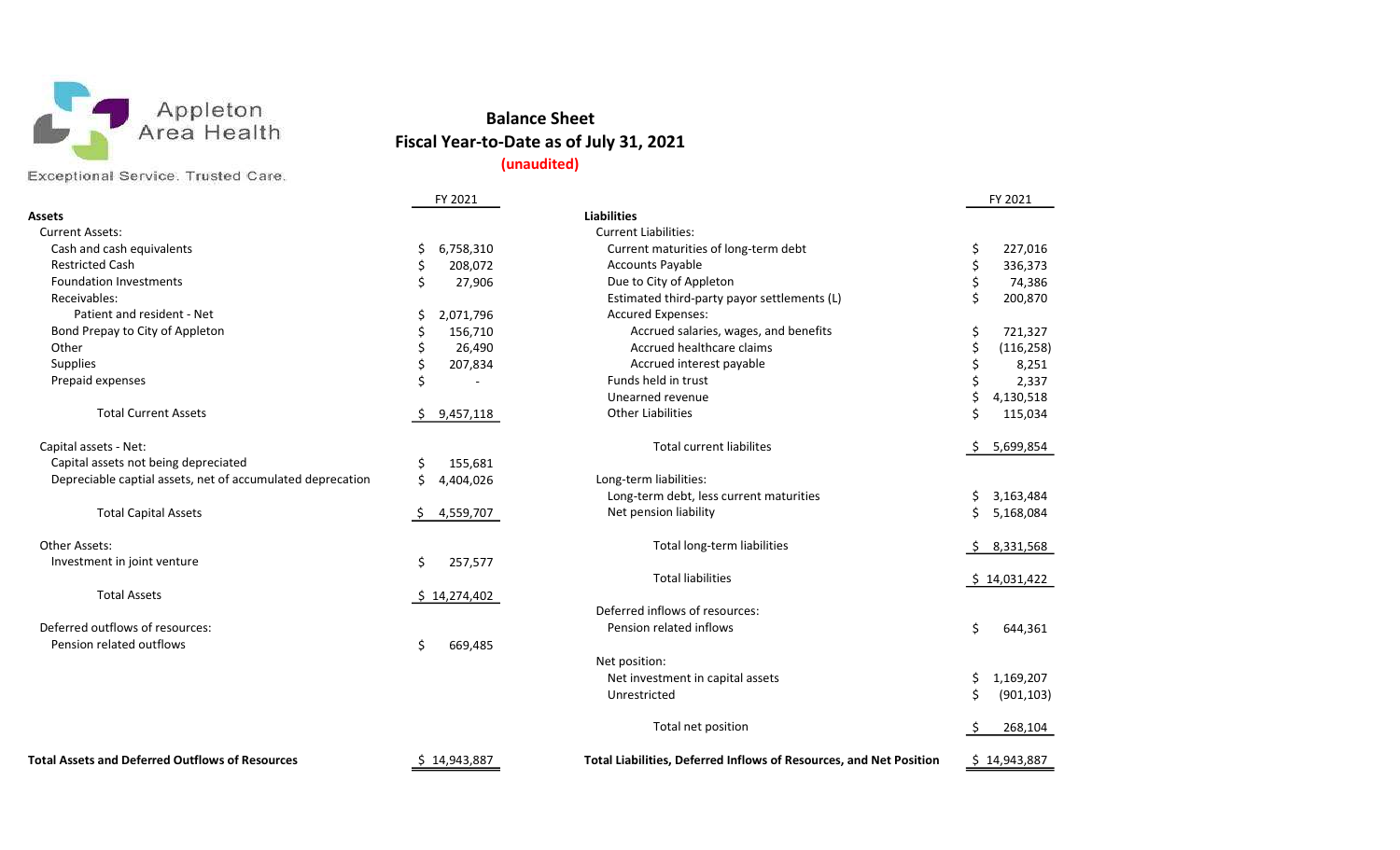Appleton Area Health

Exceptional Service. Trusted Care.

# Balance Sheet
## Fiscal Year-to-Date as of July 31, 2021
**(unaudited)**

| | FY 2021 |
|---|---|
| **Assets** | |
| Current Assets: | |
| Cash and cash equivalents | $ 6,758,310 |
| Restricted Cash | $ 208,072 |
| Foundation Investments | $ 27,906 |
| Receivables: | |
| Patient and resident - Net | $ 2,071,796 |
| Bond Prepay to City of Appleton | $ 156,710 |
| Other | $ 26,490 |
| Supplies | $ 207,834 |
| Prepaid expenses | $ - |
| Total Current Assets | $ 9,457,118 |
| Capital assets - Net: | |
| Capital assets not being depreciated | $ 155,681 |
| Depreciable captial assets, net of accumulated deprecation | $ 4,404,026 |
| Total Capital Assets | $ 4,559,707 |
| Other Assets: | |
| Investment in joint venture | $ 257,577 |
| Total Assets | $ 14,274,402 |
| Deferred outflows of resources: | |
| Pension related outflows | $ 669,485 |
| **Total Assets and Deferred Outflows of Resources** | $ 14,943,887 |

| | FY 2021 |
|---|---|
| **Liabilities** | |
| Current Liabilities: | |
| Current maturities of long-term debt | $ 227,016 |
| Accounts Payable | $ 336,373 |
| Due to City of Appleton | $ 74,386 |
| Estimated third-party payor settlements (L) | $ 200,870 |
| Accured Expenses: | |
| Accrued salaries, wages, and benefits | $ 721,327 |
| Accrued healthcare claims | $ (116,258) |
| Accrued interest payable | $ 8,251 |
| Funds held in trust | $ 2,337 |
| Unearned revenue | $ 4,130,518 |
| Other Liabilities | $ 115,034 |
| Total current liabilites | $ 5,699,854 |
| Long-term liabilities: | |
| Long-term debt, less current maturities | $ 3,163,484 |
| Net pension liability | $ 5,168,084 |
| Total long-term liabilities | $ 8,331,568 |
| Total liabilities | $ 14,031,422 |
| Deferred inflows of resources: | |
| Pension related inflows | $ 644,361 |
| Net position: | |
| Net investment in capital assets | $ 1,169,207 |
| Unrestricted | $ (901,103) |
| Total net position | $ 268,104 |
| **Total Liabilities, Deferred Inflows of Resources, and Net Position** | $ 14,943,887 |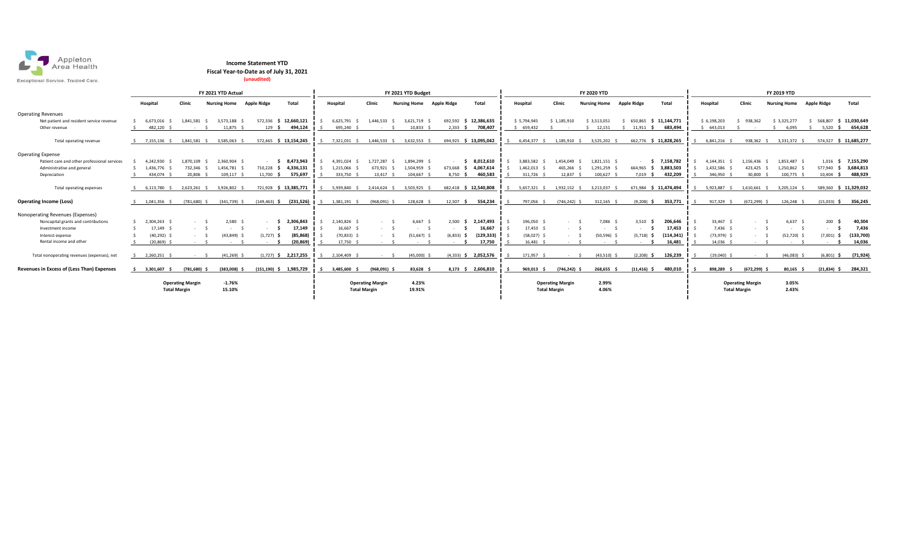Appleton Area Health

Exceptional Service. Trusted Care.

# Income Statement YTD
## Fiscal Year-to-Date as of July 31, 2021
**(unaudited)**

| | FY 2021 YTD Actual | | | | | FY 2021 YTD Budget | | | | | FY 2020 YTD | | | | | FY 2019 YTD | | | | |
|---|---|---|---|---|---|---|---|---|---|---|---|---|---|---|---|---|---|---|---|---|
| | Hospital | Clinic | Nursing Home | Apple Ridge | Total | Hospital | Clinic | Nursing Home | Apple Ridge | Total | Hospital | Clinic | Nursing Home | Apple Ridge | Total | Hospital | Clinic | Nursing Home | Apple Ridge | Total |
| **Operating Revenues** | | | | | | | | | | | | | | | | | | | | |
| Net patient and resident service revenue | $ 6,673,016 | $ 1,841,581 | $ 3,573,188 | $ 572,336 | $ 12,660,121 | $ 6,625,791 | $ 1,446,533 | $ 3,621,719 | $ 692,592 | $ 12,386,635 | $ 5,794,945 | $ 1,185,910 | $ 3,513,051 | $ 650,865 | $ 11,144,771 | $ 6,198,203 | $ 938,362 | $ 3,325,277 | $ 568,807 | $ 11,030,649 |
| Other revenue | $ 482,120 | $ - | $ 11,875 | $ 129 | $ 494,124 | $ 695,240 | $ - | $ 10,833 | $ 2,333 | $ 708,407 | $ 659,432 | $ - | $ 12,151 | $ 11,911 | $ 683,494 | $ 643,013 | $ - | $ 6,095 | $ 5,520 | $ 654,628 |
| Total operating revenue | $ 7,155,136 | $ 1,841,581 | $ 3,585,063 | $ 572,465 | $ 13,154,245 | $ 7,321,031 | $ 1,446,533 | $ 3,632,553 | $ 694,925 | $ 13,095,042 | $ 6,454,377 | $ 1,185,910 | $ 3,525,202 | $ 662,776 | $ 11,828,265 | $ 6,841,216 | $ 938,362 | $ 3,331,372 | $ 574,327 | $ 11,685,277 |
| **Operating Expense** | | | | | | | | | | | | | | | | | | | | |
| Patient care and other professional services | $ 4,242,930 | $ 1,870,109 | $ 2,360,904 | $ - | $ 8,473,943 | $ 4,391,024 | $ 1,727,287 | $ 1,894,299 | $ - | $ 8,012,610 | $ 3,883,582 | $ 1,454,049 | $ 1,821,151 | $ - | $ 7,158,782 | $ 4,144,351 | $ 1,156,436 | $ 1,853,487 | $ 1,016 | $ 7,155,290 |
| Administrative and general | $ 1,436,776 | $ 732,346 | $ 1,456,781 | $ 710,228 | $ 4,336,131 | $ 1,215,066 | $ 673,921 | $ 1,504,959 | $ 673,668 | $ 4,067,614 | $ 1,462,013 | $ 465,266 | $ 1,291,259 | $ 664,965 | $ 3,883,503 | $ 1,432,586 | $ 423,425 | $ 1,250,862 | $ 577,940 | $ 3,684,813 |
| Depreciation | $ 434,074 | $ 20,806 | $ 109,117 | $ 11,700 | $ 575,697 | $ 333,750 | $ 13,417 | $ 104,667 | $ 8,750 | $ 460,583 | $ 311,726 | $ 12,837 | $ 100,627 | $ 7,019 | $ 432,209 | $ 346,950 | $ 30,800 | $ 100,775 | $ 10,404 | $ 488,929 |
| Total operating expenses | $ 6,113,780 | $ 2,623,261 | $ 3,926,802 | $ 721,928 | $ 13,385,771 | $ 5,939,840 | $ 2,414,624 | $ 3,503,925 | $ 682,418 | $ 12,540,808 | $ 5,657,321 | $ 1,932,152 | $ 3,213,037 | $ 671,984 | $ 11,474,494 | $ 5,923,887 | $ 1,610,661 | $ 3,205,124 | $ 589,360 | $ 11,329,032 |
| **Operating Income (Loss)** | $ 1,041,356 | $ (781,680) | $ (341,739) | $ (149,463) | $ (231,526) | $ 1,381,191 | $ (968,091) | $ 128,628 | $ 12,507 | $ 554,234 | $ 797,056 | $ (746,242) | $ 312,165 | $ (9,208) | $ 353,771 | $ 917,329 | $ (672,299) | $ 126,248 | $ (15,033) | $ 356,245 |
| **Nonoperating Revenues (Expenses)** | | | | | | | | | | | | | | | | | | | | |
| Noncapital grants and contributions | $ 2,304,263 | $ - | $ 2,580 | $ - | $ 2,306,843 | $ 2,140,826 | $ - | $ 6,667 | $ 2,500 | $ 2,147,493 | $ 196,050 | $ - | $ 7,086 | $ 3,510 | $ 206,646 | $ 33,467 | $ - | $ 6,637 | $ 200 | $ 40,304 |
| Investment income | $ 17,149 | $ - | $ - | $ - | $ 17,149 | $ 16,667 | $ - | $ - | $ - | $ 16,667 | $ 17,453 | $ - | $ - | $ - | $ 17,453 | $ 7,436 | $ - | $ - | $ - | $ 7,436 |
| Interest expense | $ (40,292) | $ - | $ (43,849) | $ (1,727) | $ (85,868) | $ (70,833) | $ - | $ (51,667) | $ (6,833) | $ (129,333) | $ (58,027) | $ - | $ (50,596) | $ (5,718) | $ (114,341) | $ (73,979) | $ - | $ (52,720) | $ (7,001) | $ (133,700) |
| Rental income and other | $ (20,869) | $ - | $ - | $ - | $ (20,869) | $ 17,750 | $ - | $ - | $ - | $ 17,750 | $ 16,481 | $ - | $ - | $ - | $ 16,481 | $ 14,036 | $ - | $ - | $ - | $ 14,036 |
| Total nonoperating revenues (expenses), net | $ 2,260,251 | $ - | $ (41,269) | $ (1,727) | $ 2,217,255 | $ 2,104,409 | $ - | $ (45,000) | $ (4,333) | $ 2,052,576 | $ 171,957 | $ - | $ (43,510) | $ (2,208) | $ 126,239 | $ (19,040) | $ - | $ (46,083) | $ (6,801) | $ (71,924) |
| **Revenues in Excess of (Less Than) Expenses** | $ 3,301,607 | $ (781,680) | $ (383,008) | $ (151,190) | $ 1,985,729 | $ 3,485,600 | $ (968,091) | $ 83,628 | $ 8,173 | $ 2,606,810 | $ 969,013 | $ (746,242) | $ 268,655 | $ (11,416) | $ 480,010 | $ 898,289 | $ (672,299) | $ 80,165 | $ (21,834) | $ 284,321 |
| | | **Operating Margin** | -1.76% | | | | **Operating Margin** | 4.23% | | | | **Operating Margin** | 2.99% | | | | **Operating Margin** | 3.05% | | |
| | | **Total Margin** | 15.10% | | | | **Total Margin** | 19.91% | | | | **Total Margin** | 4.06% | | | | **Total Margin** | 2.43% | | |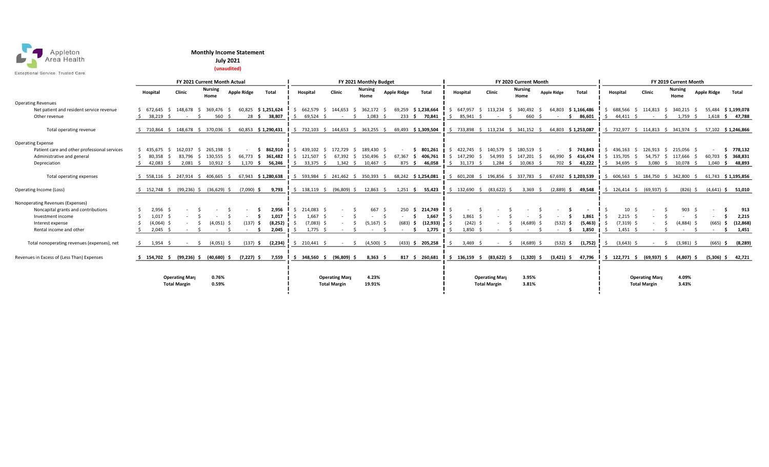Appleton Area Health

Exceptional Service. Trusted Care.

# Monthly Income Statement

## July 2021

**(unaudited)**

| | FY 2021 Current Month Actual | | | | | FY 2021 Monthly Budget | | | | | FY 2020 Current Month | | | | | FY 2019 Current Month | | | | |
|---|---|---|---|---|---|---|---|---|---|---|---|---|---|---|---|---|---|---|---|---|
| | Hospital | Clinic | Nursing Home | Apple Ridge | Total | Hospital | Clinic | Nursing Home | Apple Ridge | Total | Hospital | Clinic | Nursing Home | Apple Ridge | Total | Hospital | Clinic | Nursing Home | Apple Ridge | Total |
| Operating Revenues | | | | | | | | | | | | | | | | | | | | |
| Net patient and resident service revenue | $ 672,645 | $ 148,678 | $ 369,476 | $ 60,825 | $ 1,251,624 | $ 662,579 | $ 144,653 | $ 362,172 | $ 69,259 | $ 1,238,664 | $ 647,957 | $ 113,234 | $ 340,492 | $ 64,803 | $ 1,166,486 | $ 688,566 | $ 114,813 | $ 340,215 | $ 55,484 | $ 1,199,078 |
| Other revenue | $ 38,219 | $ - | $ 560 | $ 28 | $ 38,807 | $ 69,524 | $ - | $ 1,083 | $ 233 | $ 70,841 | $ 85,941 | $ - | $ 660 | $ - | $ 86,601 | $ 44,411 | $ - | $ 1,759 | $ 1,618 | $ 47,788 |
| Total operating revenue | $ 710,864 | $ 148,678 | $ 370,036 | $ 60,853 | $ 1,290,431 | $ 732,103 | $ 144,653 | $ 363,255 | $ 69,493 | $ 1,309,504 | $ 733,898 | $ 113,234 | $ 341,152 | $ 64,803 | $ 1,253,087 | $ 732,977 | $ 114,813 | $ 341,974 | $ 57,102 | $ 1,246,866 |
| Operating Expense | | | | | | | | | | | | | | | | | | | | |
| Patient care and other professional services | $ 435,675 | $ 162,037 | $ 265,198 | $ - | $ 862,910 | $ 439,102 | $ 172,729 | $ 189,430 | $ - | $ 801,261 | $ 422,745 | $ 140,579 | $ 180,519 | $ - | $ 743,843 | $ 436,163 | $ 126,913 | $ 215,056 | $ - | $ 778,132 |
| Administrative and general | $ 80,358 | $ 83,796 | $ 130,555 | $ 66,773 | $ 361,482 | $ 121,507 | $ 67,392 | $ 150,496 | $ 67,367 | $ 406,761 | $ 147,290 | $ 54,993 | $ 147,201 | $ 66,990 | $ 416,474 | $ 135,705 | $ 54,757 | $ 117,666 | $ 60,703 | $ 368,831 |
| Depreciation | $ 42,083 | $ 2,081 | $ 10,912 | $ 1,170 | $ 56,246 | $ 33,375 | $ 1,342 | $ 10,467 | $ 875 | $ 46,058 | $ 31,173 | $ 1,284 | $ 10,063 | $ 702 | $ 43,222 | $ 34,695 | $ 3,080 | $ 10,078 | $ 1,040 | $ 48,893 |
| Total operating expenses | $ 558,116 | $ 247,914 | $ 406,665 | $ 67,943 | $ 1,280,638 | $ 593,984 | $ 241,462 | $ 350,393 | $ 68,242 | $ 1,254,081 | $ 601,208 | $ 196,856 | $ 337,783 | $ 67,692 | $ 1,203,539 | $ 606,563 | $ 184,750 | $ 342,800 | $ 61,743 | $ 1,195,856 |
| Operating Income (Loss) | $ 152,748 | $ (99,236) | $ (36,629) | $ (7,090) | $ 9,793 | $ 138,119 | $ (96,809) | $ 12,863 | $ 1,251 | $ 55,423 | $ 132,690 | $ (83,622) | $ 3,369 | $ (2,889) | $ 49,548 | $ 126,414 | $ (69,937) | $ (826) | $ (4,641) | $ 51,010 |
| Nonoperating Revenues (Expenses) | | | | | | | | | | | | | | | | | | | | |
| Noncapital grants and contributions | $ 2,956 | $ - | $ - | $ - | $ 2,956 | $ 214,083 | $ - | $ 667 | $ 250 | $ 214,749 | $ - | $ - | $ - | $ - | $ - | $ 10 | $ - | $ 903 | $ - | $ 913 |
| Investment income | $ 1,017 | $ - | $ - | $ - | $ 1,017 | $ 1,667 | $ - | $ - | $ - | $ 1,667 | $ 1,861 | $ - | $ - | $ - | $ 1,861 | $ 2,215 | $ - | $ - | $ - | $ 2,215 |
| Interest expense | $ (4,064) | $ - | $ (4,051) | $ (137) | $ (8,252) | $ (7,083) | $ - | $ (5,167) | $ (683) | $ (12,933) | $ (242) | $ - | $ (4,689) | $ (532) | $ (5,463) | $ (7,319) | $ - | $ (4,884) | $ (665) | $ (12,868) |
| Rental income and other | $ 2,045 | $ - | $ - | $ - | $ 2,045 | $ 1,775 | $ - | $ - | $ - | $ 1,775 | $ 1,850 | $ - | $ - | $ - | $ 1,850 | $ 1,451 | $ - | $ - | $ - | $ 1,451 |
| Total nonoperating revenues (expenses), net | $ 1,954 | $ - | $ (4,051) | $ (137) | $ (2,234) | $ 210,441 | $ - | $ (4,500) | $ (433) | $ 205,258 | $ 3,469 | $ - | $ (4,689) | $ (532) | $ (1,752) | $ (3,643) | $ - | $ (3,981) | $ (665) | $ (8,289) |
| Revenues in Excess of (Less Than) Expenses | $ 154,702 | $ (99,236) | $ (40,680) | $ (7,227) | $ 7,559 | $ 348,560 | $ (96,809) | $ 8,363 | $ 817 | $ 260,681 | $ 136,159 | $ (83,622) | $ (1,320) | $ (3,421) | $ 47,796 | $ 122,771 | $ (69,937) | $ (4,807) | $ (5,306) | $ 42,721 |
| | | Operating Marg | 0.76% | | | | Operating Marg | 4.23% | | | | Operating Marg | 3.95% | | | | Operating Marg | 4.09% | | |
| | | Total Margin | 0.59% | | | | Total Margin | 19.91% | | | | Total Margin | 3.81% | | | | Total Margin | 3.43% | | |